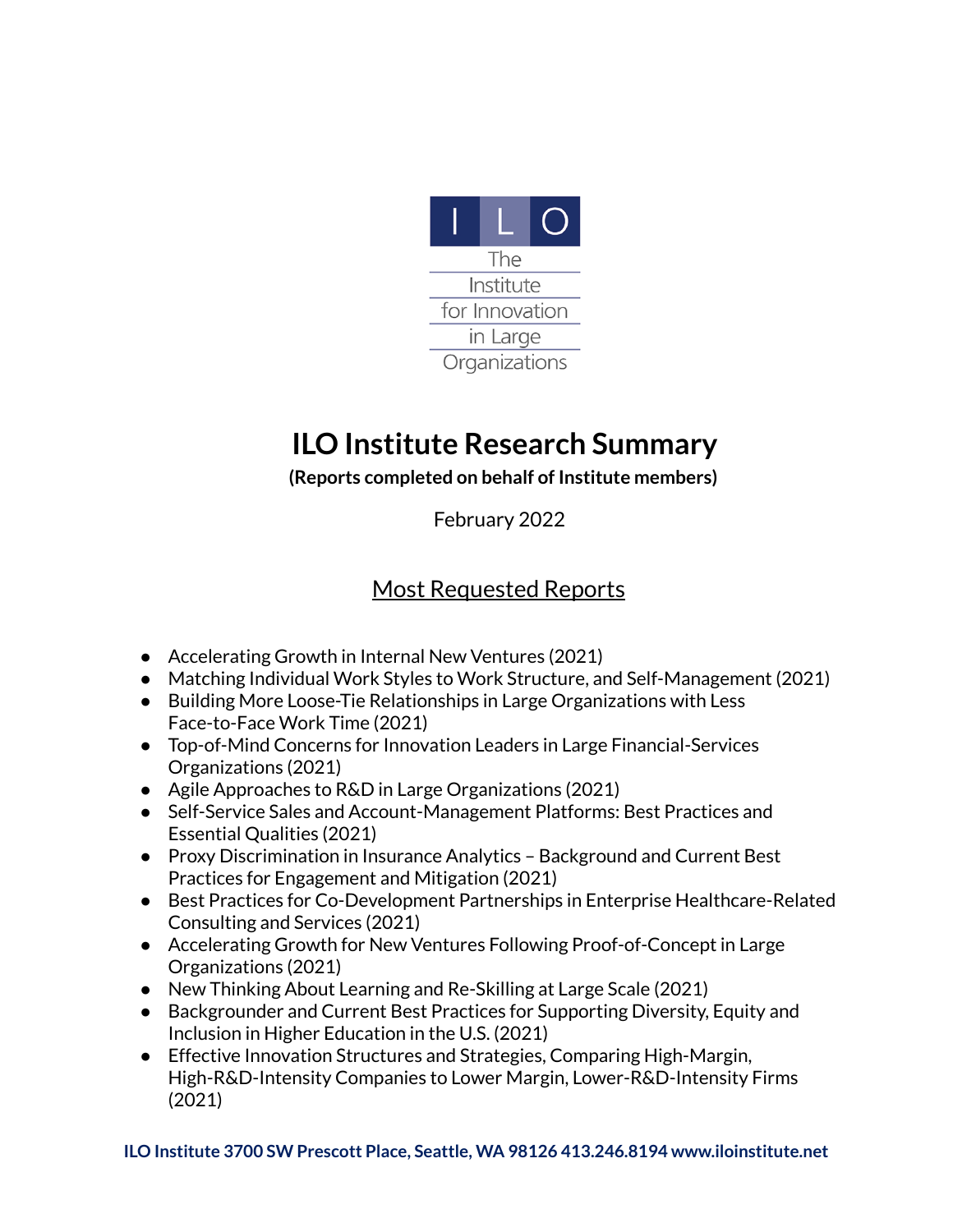I L O

The Institute for Innovation in Large Organizations

# ILO Institute Research Summary

**(Reports completed on behalf of Institute members)**

February 2022

## Most Requested Reports

- Accelerating Growth in Internal New Ventures (2021)
- Matching Individual Work Styles to Work Structure, and Self-Management (2021)
- Building More Loose-Tie Relationships in Large Organizations with Less Face-to-Face Work Time (2021)
- Top-of-Mind Concerns for Innovation Leaders in Large Financial-Services Organizations (2021)
- Agile Approaches to R&D in Large Organizations (2021)
- Self-Service Sales and Account-Management Platforms: Best Practices and Essential Qualities (2021)
- Proxy Discrimination in Insurance Analytics – Background and Current Best Practices for Engagement and Mitigation (2021)
- Best Practices for Co-Development Partnerships in Enterprise Healthcare-Related Consulting and Services (2021)
- Accelerating Growth for New Ventures Following Proof-of-Concept in Large Organizations (2021)
- New Thinking About Learning and Re-Skilling at Large Scale (2021)
- Backgrounder and Current Best Practices for Supporting Diversity, Equity and Inclusion in Higher Education in the U.S. (2021)
- Effective Innovation Structures and Strategies, Comparing High-Margin, High-R&D-Intensity Companies to Lower Margin, Lower-R&D-Intensity Firms (2021)

**ILO Institute 3700 SW Prescott Place, Seattle, WA 98126 413.246.8194 www.iloinstitute.net**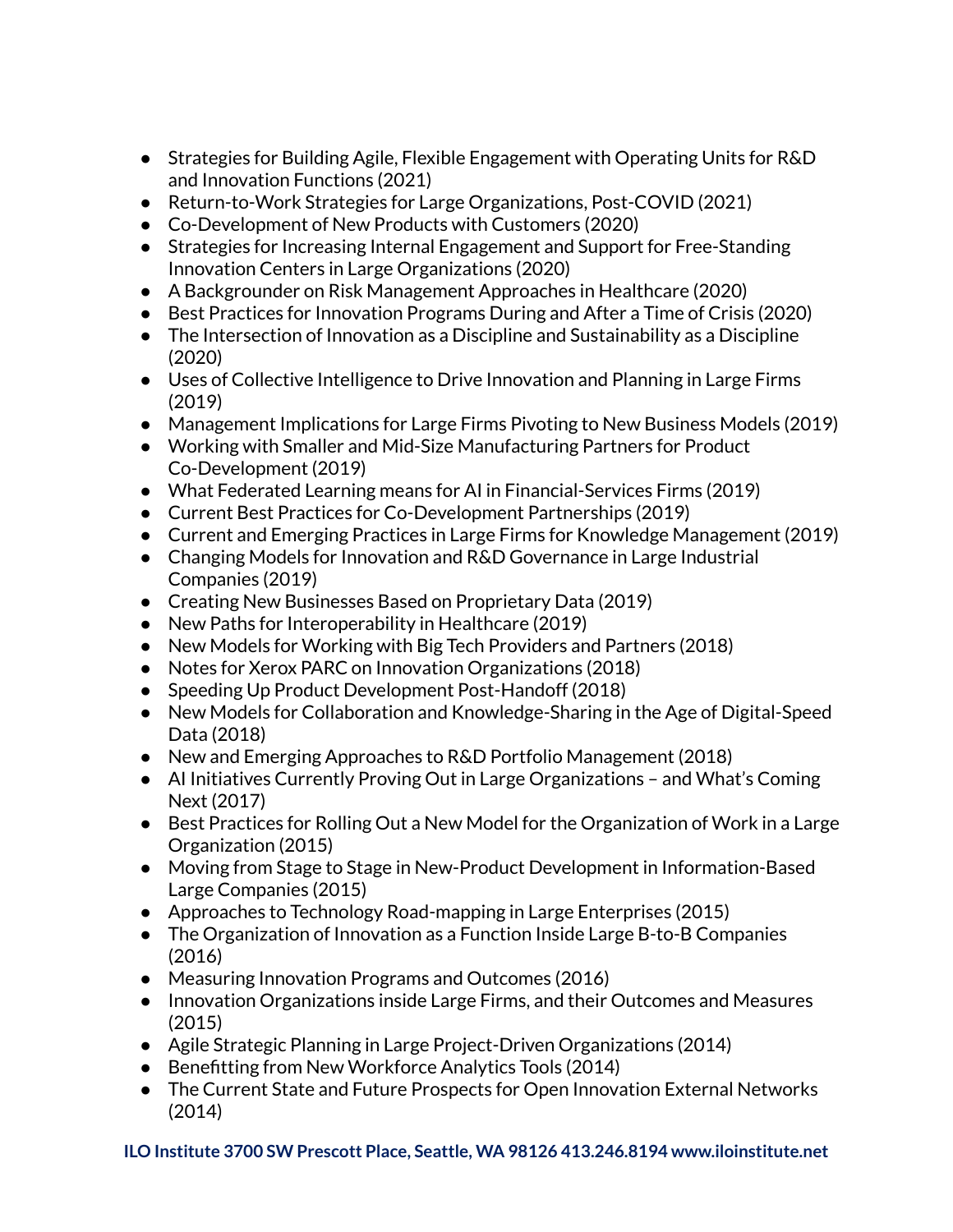- Strategies for Building Agile, Flexible Engagement with Operating Units for R&D and Innovation Functions (2021)
- Return-to-Work Strategies for Large Organizations, Post-COVID (2021)
- Co-Development of New Products with Customers (2020)
- Strategies for Increasing Internal Engagement and Support for Free-Standing Innovation Centers in Large Organizations (2020)
- A Backgrounder on Risk Management Approaches in Healthcare (2020)
- Best Practices for Innovation Programs During and After a Time of Crisis (2020)
- The Intersection of Innovation as a Discipline and Sustainability as a Discipline (2020)
- Uses of Collective Intelligence to Drive Innovation and Planning in Large Firms (2019)
- Management Implications for Large Firms Pivoting to New Business Models (2019)
- Working with Smaller and Mid-Size Manufacturing Partners for Product Co-Development (2019)
- What Federated Learning means for AI in Financial-Services Firms (2019)
- Current Best Practices for Co-Development Partnerships (2019)
- Current and Emerging Practices in Large Firms for Knowledge Management (2019)
- Changing Models for Innovation and R&D Governance in Large Industrial Companies (2019)
- Creating New Businesses Based on Proprietary Data (2019)
- New Paths for Interoperability in Healthcare (2019)
- New Models for Working with Big Tech Providers and Partners (2018)
- Notes for Xerox PARC on Innovation Organizations (2018)
- Speeding Up Product Development Post-Handoff (2018)
- New Models for Collaboration and Knowledge-Sharing in the Age of Digital-Speed Data (2018)
- New and Emerging Approaches to R&D Portfolio Management (2018)
- AI Initiatives Currently Proving Out in Large Organizations – and What's Coming Next (2017)
- Best Practices for Rolling Out a New Model for the Organization of Work in a Large Organization (2015)
- Moving from Stage to Stage in New-Product Development in Information-Based Large Companies (2015)
- Approaches to Technology Road-mapping in Large Enterprises (2015)
- The Organization of Innovation as a Function Inside Large B-to-B Companies (2016)
- Measuring Innovation Programs and Outcomes (2016)
- Innovation Organizations inside Large Firms, and their Outcomes and Measures (2015)
- Agile Strategic Planning in Large Project-Driven Organizations (2014)
- Benefitting from New Workforce Analytics Tools (2014)
- The Current State and Future Prospects for Open Innovation External Networks (2014)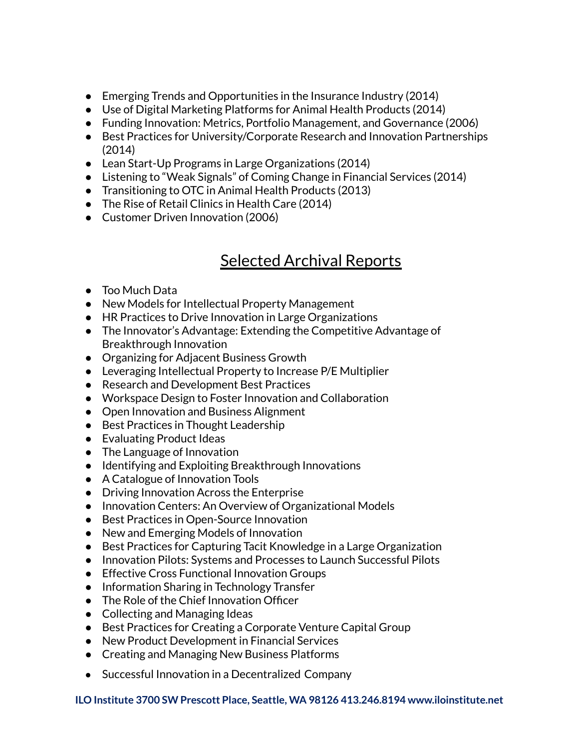- Emerging Trends and Opportunities in the Insurance Industry (2014)
- Use of Digital Marketing Platforms for Animal Health Products (2014)
- Funding Innovation: Metrics, Portfolio Management, and Governance (2006)
- Best Practices for University/Corporate Research and Innovation Partnerships (2014)
- Lean Start-Up Programs in Large Organizations (2014)
- Listening to "Weak Signals" of Coming Change in Financial Services (2014)
- Transitioning to OTC in Animal Health Products (2013)
- The Rise of Retail Clinics in Health Care (2014)
- Customer Driven Innovation (2006)

## Selected Archival Reports

- Too Much Data
- New Models for Intellectual Property Management
- HR Practices to Drive Innovation in Large Organizations
- The Innovator's Advantage: Extending the Competitive Advantage of Breakthrough Innovation
- Organizing for Adjacent Business Growth
- Leveraging Intellectual Property to Increase P/E Multiplier
- Research and Development Best Practices
- Workspace Design to Foster Innovation and Collaboration
- Open Innovation and Business Alignment
- Best Practices in Thought Leadership
- Evaluating Product Ideas
- The Language of Innovation
- Identifying and Exploiting Breakthrough Innovations
- A Catalogue of Innovation Tools
- Driving Innovation Across the Enterprise
- Innovation Centers: An Overview of Organizational Models
- Best Practices in Open-Source Innovation
- New and Emerging Models of Innovation
- Best Practices for Capturing Tacit Knowledge in a Large Organization
- Innovation Pilots: Systems and Processes to Launch Successful Pilots
- Effective Cross Functional Innovation Groups
- Information Sharing in Technology Transfer
- The Role of the Chief Innovation Officer
- Collecting and Managing Ideas
- Best Practices for Creating a Corporate Venture Capital Group
- New Product Development in Financial Services
- Creating and Managing New Business Platforms
- Successful Innovation in a Decentralized Company

**ILO Institute 3700 SW Prescott Place, Seattle, WA 98126 413.246.8194 www.iloinstitute.net**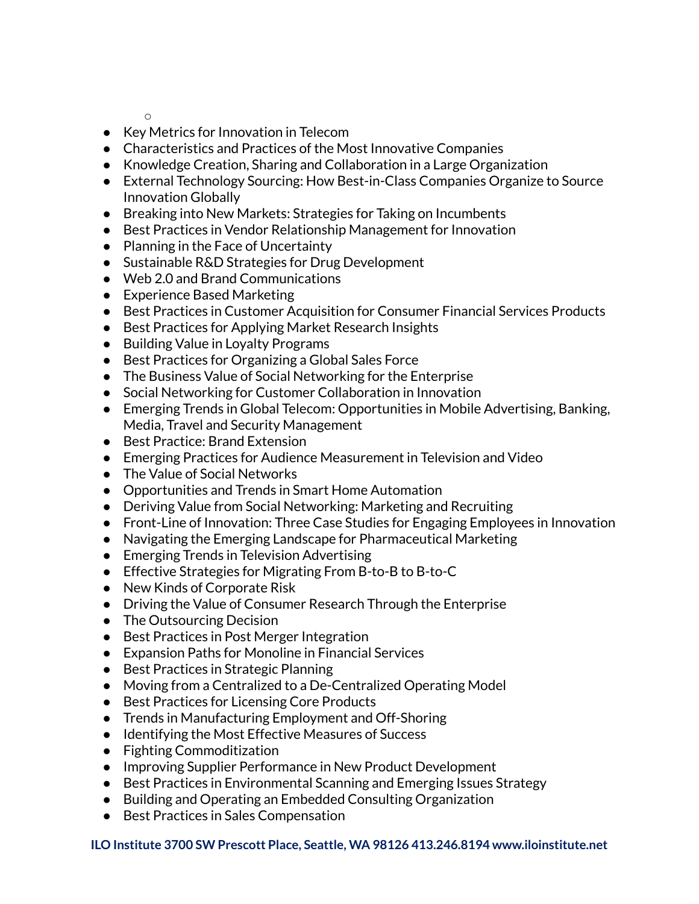- Key Metrics for Innovation in Telecom
- Characteristics and Practices of the Most Innovative Companies
- Knowledge Creation, Sharing and Collaboration in a Large Organization
- External Technology Sourcing: How Best-in-Class Companies Organize to Source Innovation Globally
- Breaking into New Markets: Strategies for Taking on Incumbents
- Best Practices in Vendor Relationship Management for Innovation
- Planning in the Face of Uncertainty
- Sustainable R&D Strategies for Drug Development
- Web 2.0 and Brand Communications
- Experience Based Marketing
- Best Practices in Customer Acquisition for Consumer Financial Services Products
- Best Practices for Applying Market Research Insights
- Building Value in Loyalty Programs
- Best Practices for Organizing a Global Sales Force
- The Business Value of Social Networking for the Enterprise
- Social Networking for Customer Collaboration in Innovation
- Emerging Trends in Global Telecom: Opportunities in Mobile Advertising, Banking, Media, Travel and Security Management
- Best Practice: Brand Extension
- Emerging Practices for Audience Measurement in Television and Video
- The Value of Social Networks
- Opportunities and Trends in Smart Home Automation
- Deriving Value from Social Networking: Marketing and Recruiting
- Front-Line of Innovation: Three Case Studies for Engaging Employees in Innovation
- Navigating the Emerging Landscape for Pharmaceutical Marketing
- Emerging Trends in Television Advertising
- Effective Strategies for Migrating From B-to-B to B-to-C
- New Kinds of Corporate Risk
- Driving the Value of Consumer Research Through the Enterprise
- The Outsourcing Decision
- Best Practices in Post Merger Integration
- Expansion Paths for Monoline in Financial Services
- Best Practices in Strategic Planning
- Moving from a Centralized to a De-Centralized Operating Model
- Best Practices for Licensing Core Products
- Trends in Manufacturing Employment and Off-Shoring
- Identifying the Most Effective Measures of Success
- Fighting Commoditization
- Improving Supplier Performance in New Product Development
- Best Practices in Environmental Scanning and Emerging Issues Strategy
- Building and Operating an Embedded Consulting Organization
- Best Practices in Sales Compensation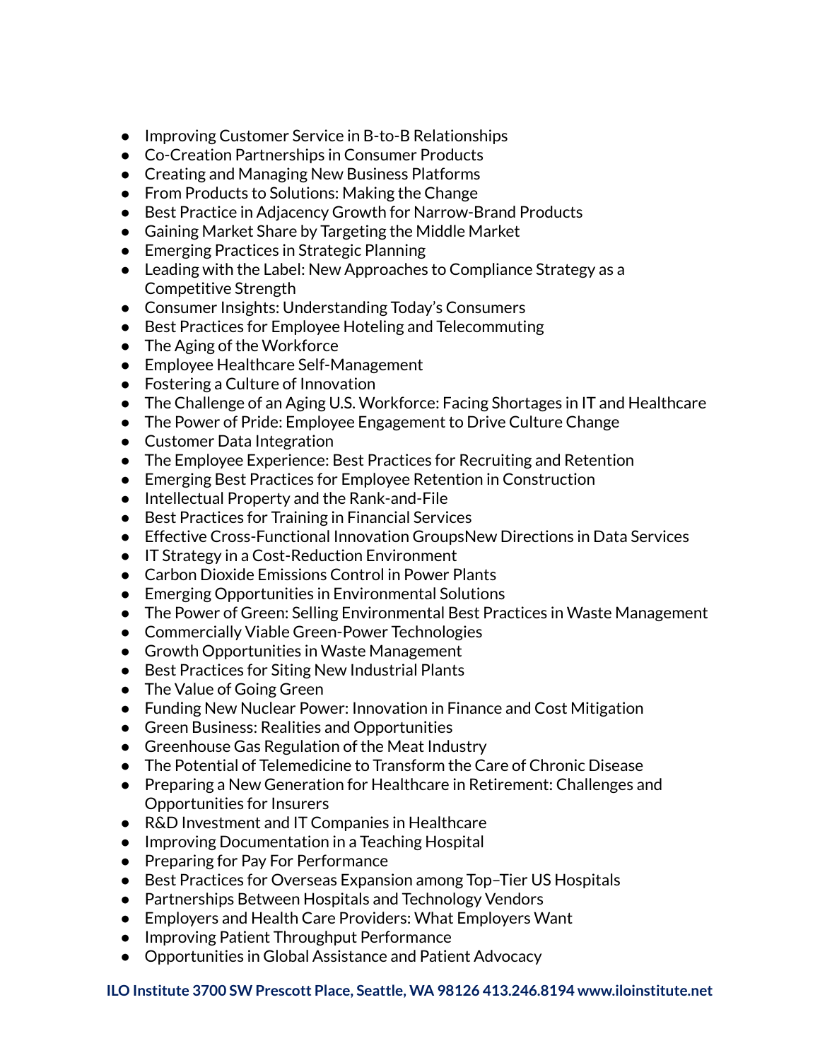- Improving Customer Service in B-to-B Relationships
- Co-Creation Partnerships in Consumer Products
- Creating and Managing New Business Platforms
- From Products to Solutions: Making the Change
- Best Practice in Adjacency Growth for Narrow-Brand Products
- Gaining Market Share by Targeting the Middle Market
- Emerging Practices in Strategic Planning
- Leading with the Label: New Approaches to Compliance Strategy as a Competitive Strength
- Consumer Insights: Understanding Today's Consumers
- Best Practices for Employee Hoteling and Telecommuting
- The Aging of the Workforce
- Employee Healthcare Self-Management
- Fostering a Culture of Innovation
- The Challenge of an Aging U.S. Workforce: Facing Shortages in IT and Healthcare
- The Power of Pride: Employee Engagement to Drive Culture Change
- Customer Data Integration
- The Employee Experience: Best Practices for Recruiting and Retention
- Emerging Best Practices for Employee Retention in Construction
- Intellectual Property and the Rank-and-File
- Best Practices for Training in Financial Services
- Effective Cross-Functional Innovation GroupsNew Directions in Data Services
- IT Strategy in a Cost-Reduction Environment
- Carbon Dioxide Emissions Control in Power Plants
- Emerging Opportunities in Environmental Solutions
- The Power of Green: Selling Environmental Best Practices in Waste Management
- Commercially Viable Green-Power Technologies
- Growth Opportunities in Waste Management
- Best Practices for Siting New Industrial Plants
- The Value of Going Green
- Funding New Nuclear Power: Innovation in Finance and Cost Mitigation
- Green Business: Realities and Opportunities
- Greenhouse Gas Regulation of the Meat Industry
- The Potential of Telemedicine to Transform the Care of Chronic Disease
- Preparing a New Generation for Healthcare in Retirement: Challenges and Opportunities for Insurers
- R&D Investment and IT Companies in Healthcare
- Improving Documentation in a Teaching Hospital
- Preparing for Pay For Performance
- Best Practices for Overseas Expansion among Top–Tier US Hospitals
- Partnerships Between Hospitals and Technology Vendors
- Employers and Health Care Providers: What Employers Want
- Improving Patient Throughput Performance
- Opportunities in Global Assistance and Patient Advocacy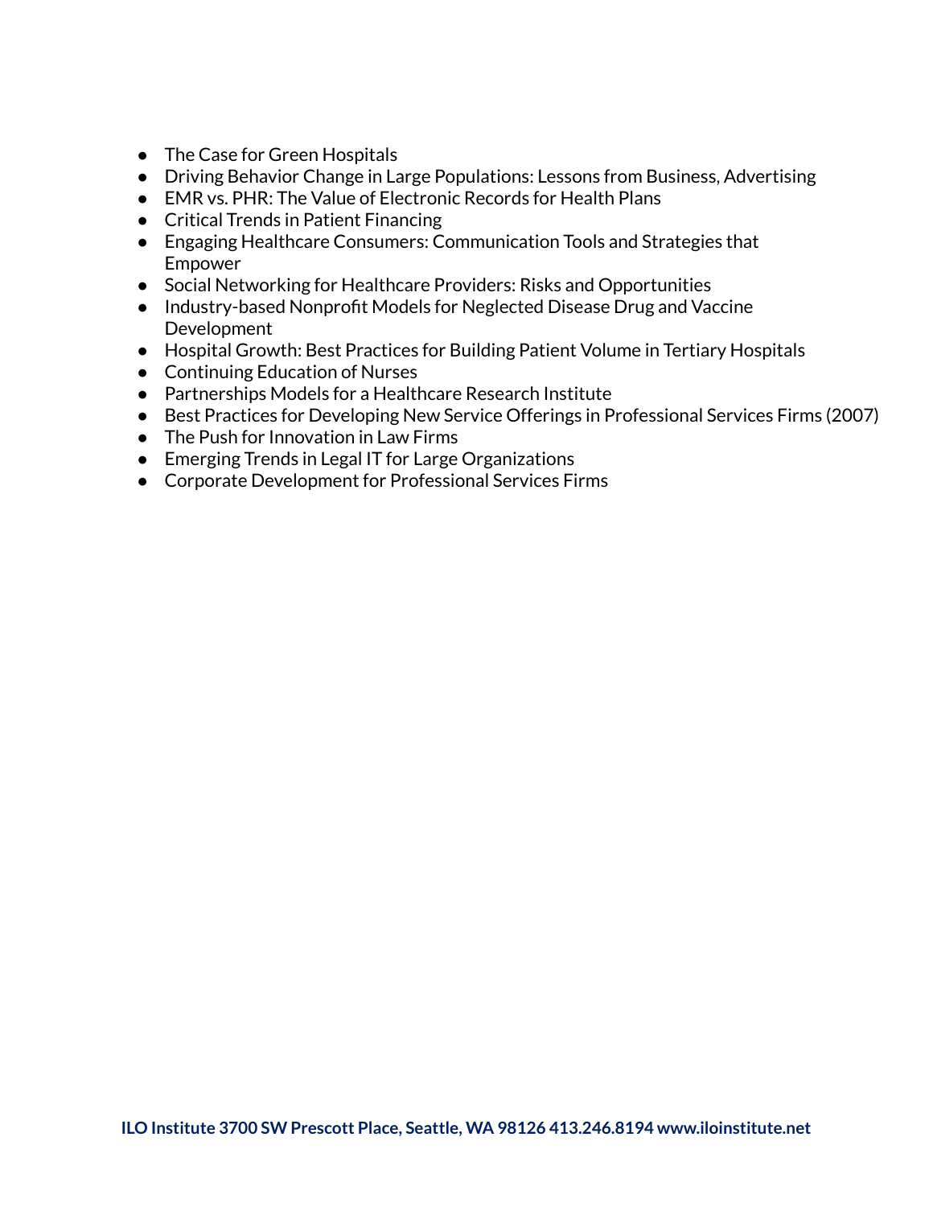- The Case for Green Hospitals
- Driving Behavior Change in Large Populations: Lessons from Business, Advertising
- EMR vs. PHR: The Value of Electronic Records for Health Plans
- Critical Trends in Patient Financing
- Engaging Healthcare Consumers: Communication Tools and Strategies that Empower
- Social Networking for Healthcare Providers: Risks and Opportunities
- Industry-based Nonprofit Models for Neglected Disease Drug and Vaccine Development
- Hospital Growth: Best Practices for Building Patient Volume in Tertiary Hospitals
- Continuing Education of Nurses
- Partnerships Models for a Healthcare Research Institute
- Best Practices for Developing New Service Offerings in Professional Services Firms (2007)
- The Push for Innovation in Law Firms
- Emerging Trends in Legal IT for Large Organizations
- Corporate Development for Professional Services Firms